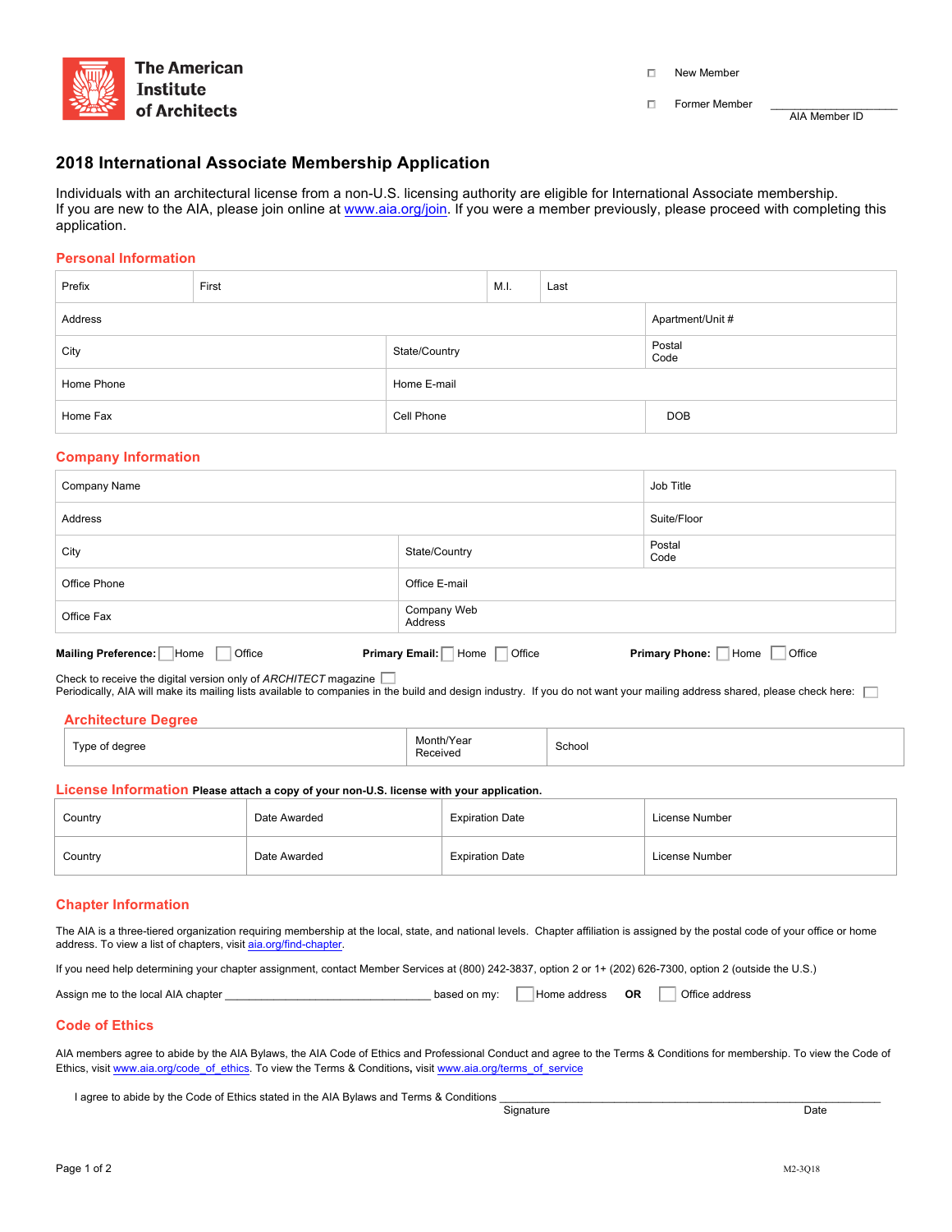The American Institute of Architects

☐ New Member

☐ Former Member ____________________ AIA Member ID

# 2018 International Associate Membership Application

Individuals with an architectural license from a non-U.S. licensing authority are eligible for International Associate membership. If you are new to the AIA, please join online at www.aia.org/join. If you were a member previously, please proceed with completing this application.

## Personal Information

| Prefix | First | M.I. | Last |
|---|---|---|---|
| Address | | | Apartment/Unit # |
| City | State/Country | | Postal Code |
| Home Phone | Home E-mail | | |
| Home Fax | Cell Phone | | DOB |

## Company Information

| Company Name | | Job Title |
|---|---|---|
| Address | | Suite/Floor |
| City | State/Country | Postal Code |
| Office Phone | Office E-mail | |
| Office Fax | Company Web Address | |

**Mailing Preference:** ☐ Home ☐ Office **Primary Email:** ☐ Home ☐ Office **Primary Phone:** ☐ Home ☐ Office

Check to receive the digital version only of *ARCHITECT* magazine ☐

Periodically, AIA will make its mailing lists available to companies in the build and design industry. If you do not want your mailing address shared, please check here: ☐

## Architecture Degree

| Type of degree | Month/Year Received | School |
|---|---|---|

## License Information **Please attach a copy of your non-U.S. license with your application.**

| Country | Date Awarded | Expiration Date | License Number |
|---|---|---|---|
| Country | Date Awarded | Expiration Date | License Number |

## Chapter Information

The AIA is a three-tiered organization requiring membership at the local, state, and national levels. Chapter affiliation is assigned by the postal code of your office or home address. To view a list of chapters, visit aia.org/find-chapter.

If you need help determining your chapter assignment, contact Member Services at (800) 242-3837, option 2 or 1+ (202) 626-7300, option 2 (outside the U.S.)

Assign me to the local AIA chapter ________________________________ based on my: ☐ Home address **OR** ☐ Office address

## Code of Ethics

AIA members agree to abide by the AIA Bylaws, the AIA Code of Ethics and Professional Conduct and agree to the Terms & Conditions for membership. To view the Code of Ethics, visit www.aia.org/code_of_ethics. To view the Terms & Conditions, visit www.aia.org/terms_of_service

I agree to abide by the Code of Ethics stated in the AIA Bylaws and Terms & Conditions ____________________________________________

Signature Date

M2-3Q18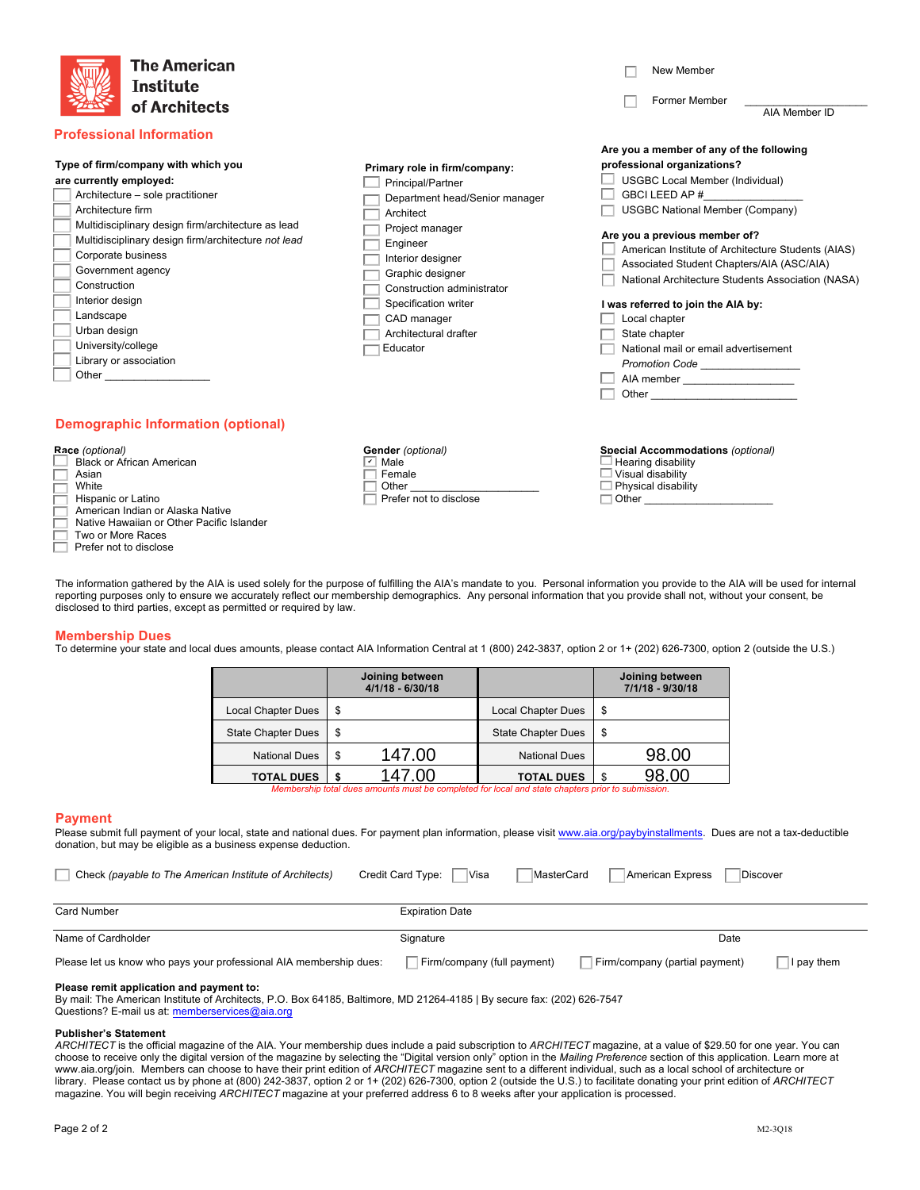The American Institute of Architects

- [ ] New Member
- [ ] Former Member

_____________________ AIA Member ID

## Professional Information

**Type of firm/company with which you are currently employed:**

- [ ] Architecture – sole practitioner
- [ ] Architecture firm
- [ ] Multidisciplinary design firm/architecture as lead
- [ ] Multidisciplinary design firm/architecture *not lead*
- [ ] Corporate business
- [ ] Government agency
- [ ] Construction
- [ ] Interior design
- [ ] Landscape
- [ ] Urban design
- [ ] University/college
- [ ] Library or association
- [ ] Other ___________________

**Primary role in firm/company:**

- [ ] Principal/Partner
- [ ] Department head/Senior manager
- [ ] Architect
- [ ] Project manager
- [ ] Engineer
- [ ] Interior designer
- [ ] Graphic designer
- [ ] Construction administrator
- [ ] Specification writer
- [ ] CAD manager
- [ ] Architectural drafter
- [ ] Educator

**Are you a member of any of the following professional organizations?**

- [ ] USGBC Local Member (Individual)
- [ ] GBCI LEED AP # _________________
- [ ] USGBC National Member (Company)

**Are you a previous member of?**

- [ ] American Institute of Architecture Students (AIAS)
- [ ] Associated Student Chapters/AIA (ASC/AIA)
- [ ] National Architecture Students Association (NASA)

**I was referred to join the AIA by:**

- [ ] Local chapter
- [ ] State chapter
- [ ] National mail or email advertisement
  *Promotion Code* _________________
- [ ] AIA member ___________________
- [ ] Other __________________________

## Demographic Information (optional)

**Race** *(optional)*

- [ ] Black or African American
- [ ] Asian
- [ ] White
- [ ] Hispanic or Latino
- [ ] American Indian or Alaska Native
- [ ] Native Hawaiian or Other Pacific Islander
- [ ] Two or More Races
- [ ] Prefer not to disclose

**Gender** *(optional)*

- [x] Male
- [ ] Female
- [ ] Other ______________________
- [ ] Prefer not to disclose

**Special Accommodations** *(optional)*

- [ ] Hearing disability
- [ ] Visual disability
- [ ] Physical disability
- [ ] Other _______________________

The information gathered by the AIA is used solely for the purpose of fulfilling the AIA's mandate to you. Personal information you provide to the AIA will be used for internal reporting purposes only to ensure we accurately reflect our membership demographics. Any personal information that you provide shall not, without your consent, be disclosed to third parties, except as permitted or required by law.

## Membership Dues

To determine your state and local dues amounts, please contact AIA Information Central at 1 (800) 242-3837, option 2 or 1+ (202) 626-7300, option 2 (outside the U.S.)

| | Joining between 4/1/18 - 6/30/18 | | Joining between 7/1/18 - 9/30/18 |
|---|---|---|---|
| Local Chapter Dues | $ | Local Chapter Dues | $ |
| State Chapter Dues | $ | State Chapter Dues | $ |
| National Dues | $ 147.00 | National Dues | $ 98.00 |
| **TOTAL DUES** | **$ 147.00** | **TOTAL DUES** | $ 98.00 |

*Membership total dues amounts must be completed for local and state chapters prior to submission.*

## Payment

Please submit full payment of your local, state and national dues. For payment plan information, please visit www.aia.org/paybyinstallments. Dues are not a tax-deductible donation, but may be eligible as a business expense deduction.

- [ ] Check *(payable to The American Institute of Architects)*

Credit Card Type: [ ] Visa [ ] MasterCard [ ] American Express [ ] Discover

Card Number ______________________ Expiration Date ______________________

Name of Cardholder ______________________ Signature ______________________ Date __________

Please let us know who pays your professional AIA membership dues: [ ] Firm/company (full payment) [ ] Firm/company (partial payment) [ ] I pay them

**Please remit application and payment to:**
By mail: The American Institute of Architects, P.O. Box 64185, Baltimore, MD 21264-4185 | By secure fax: (202) 626-7547
Questions? E-mail us at: memberservices@aia.org

**Publisher's Statement**
*ARCHITECT* is the official magazine of the AIA. Your membership dues include a paid subscription to *ARCHITECT* magazine, at a value of $29.50 for one year. You can choose to receive only the digital version of the magazine by selecting the "Digital version only" option in the *Mailing Preference* section of this application. Learn more at www.aia.org/join. Members can choose to have their print edition of *ARCHITECT* magazine sent to a different individual, such as a local school of architecture or library. Please contact us by phone at (800) 242-3837, option 2 or 1+ (202) 626-7300, option 2 (outside the U.S.) to facilitate donating your print edition of *ARCHITECT* magazine. You will begin receiving *ARCHITECT* magazine at your preferred address 6 to 8 weeks after your application is processed.

M2-3Q18